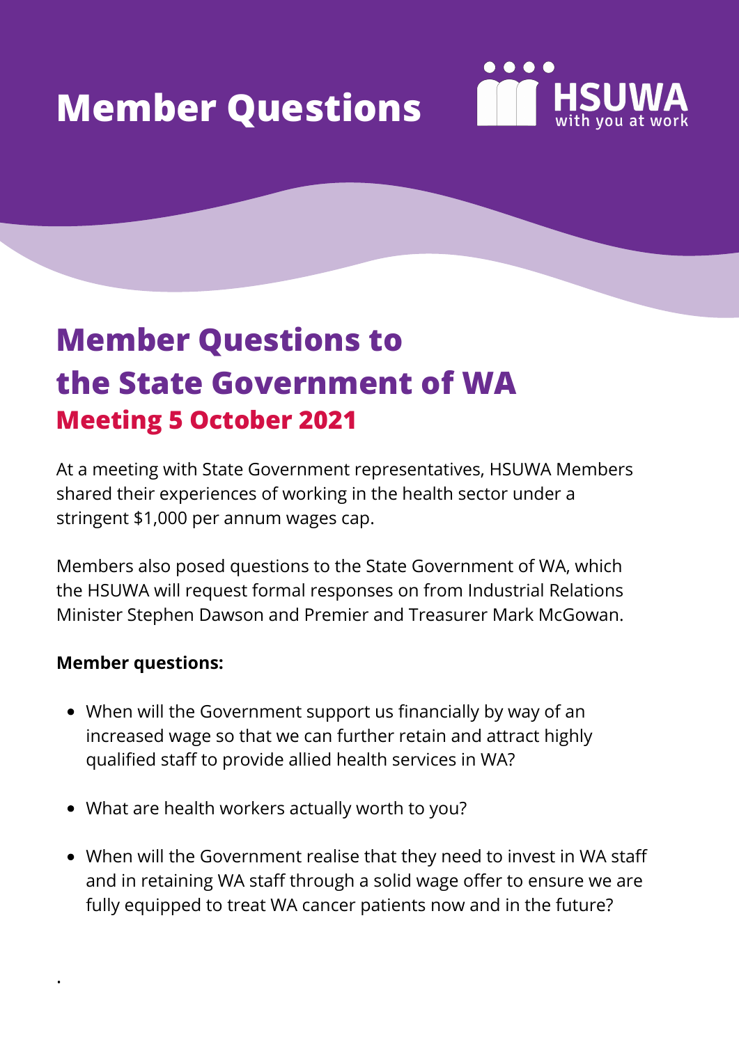# Member Questions

HSUWA
with you at work

## Member Questions to the State Government of WA

### Meeting 5 October 2021

At a meeting with State Government representatives, HSUWA Members shared their experiences of working in the health sector under a stringent $1,000 per annum wages cap.

Members also posed questions to the State Government of WA, which the HSUWA will request formal responses on from Industrial Relations Minister Stephen Dawson and Premier and Treasurer Mark McGowan.

**Member questions:**

- When will the Government support us financially by way of an increased wage so that we can further retain and attract highly qualified staff to provide allied health services in WA?
- What are health workers actually worth to you?
- When will the Government realise that they need to invest in WA staff and in retaining WA staff through a solid wage offer to ensure we are fully equipped to treat WA cancer patients now and in the future?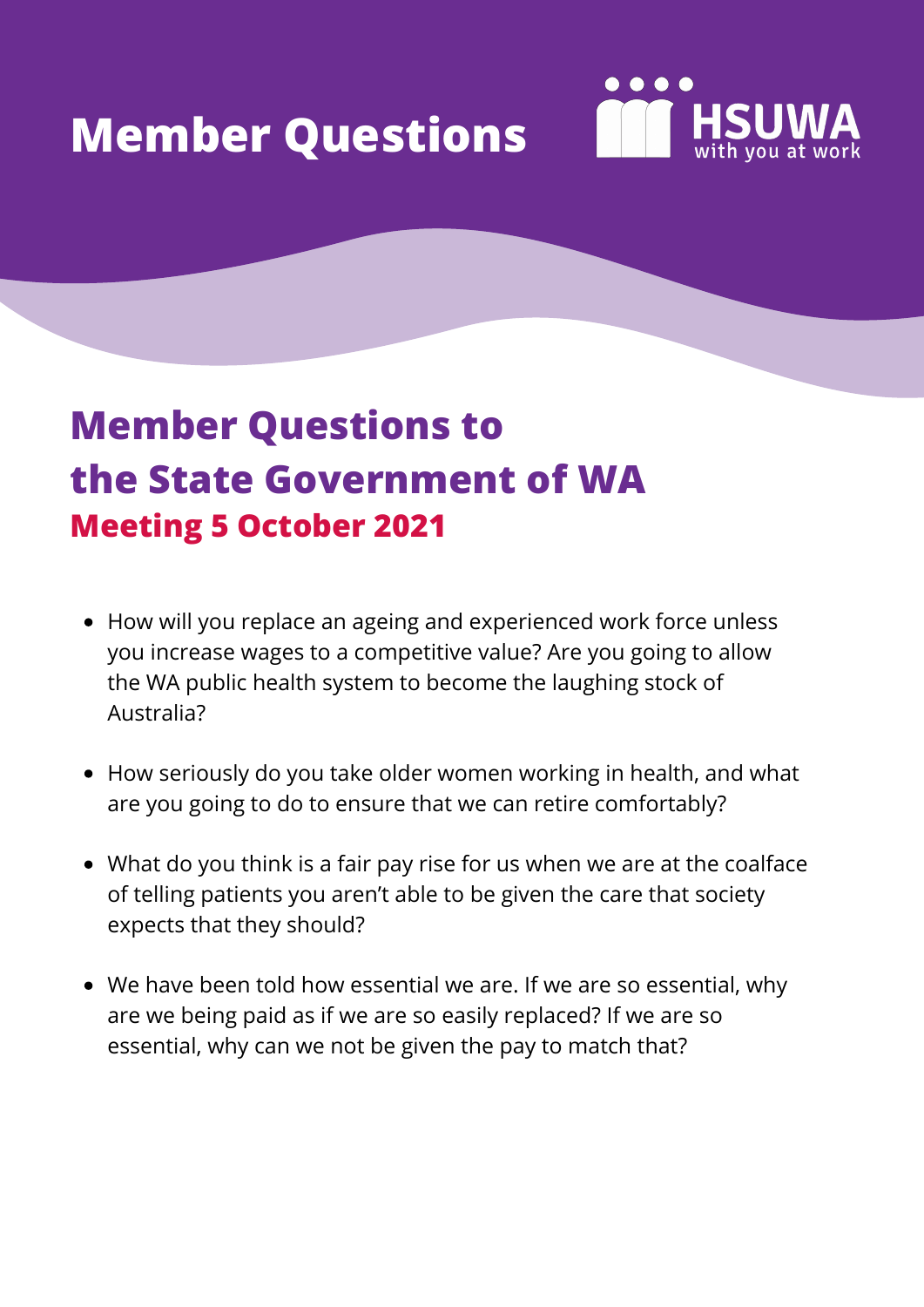# Member Questions

HSUWA
with you at work

## Member Questions to the State Government of WA

### Meeting 5 October 2021

- How will you replace an ageing and experienced work force unless you increase wages to a competitive value? Are you going to allow the WA public health system to become the laughing stock of Australia?
- How seriously do you take older women working in health, and what are you going to do to ensure that we can retire comfortably?
- What do you think is a fair pay rise for us when we are at the coalface of telling patients you aren't able to be given the care that society expects that they should?
- We have been told how essential we are. If we are so essential, why are we being paid as if we are so easily replaced? If we are so essential, why can we not be given the pay to match that?